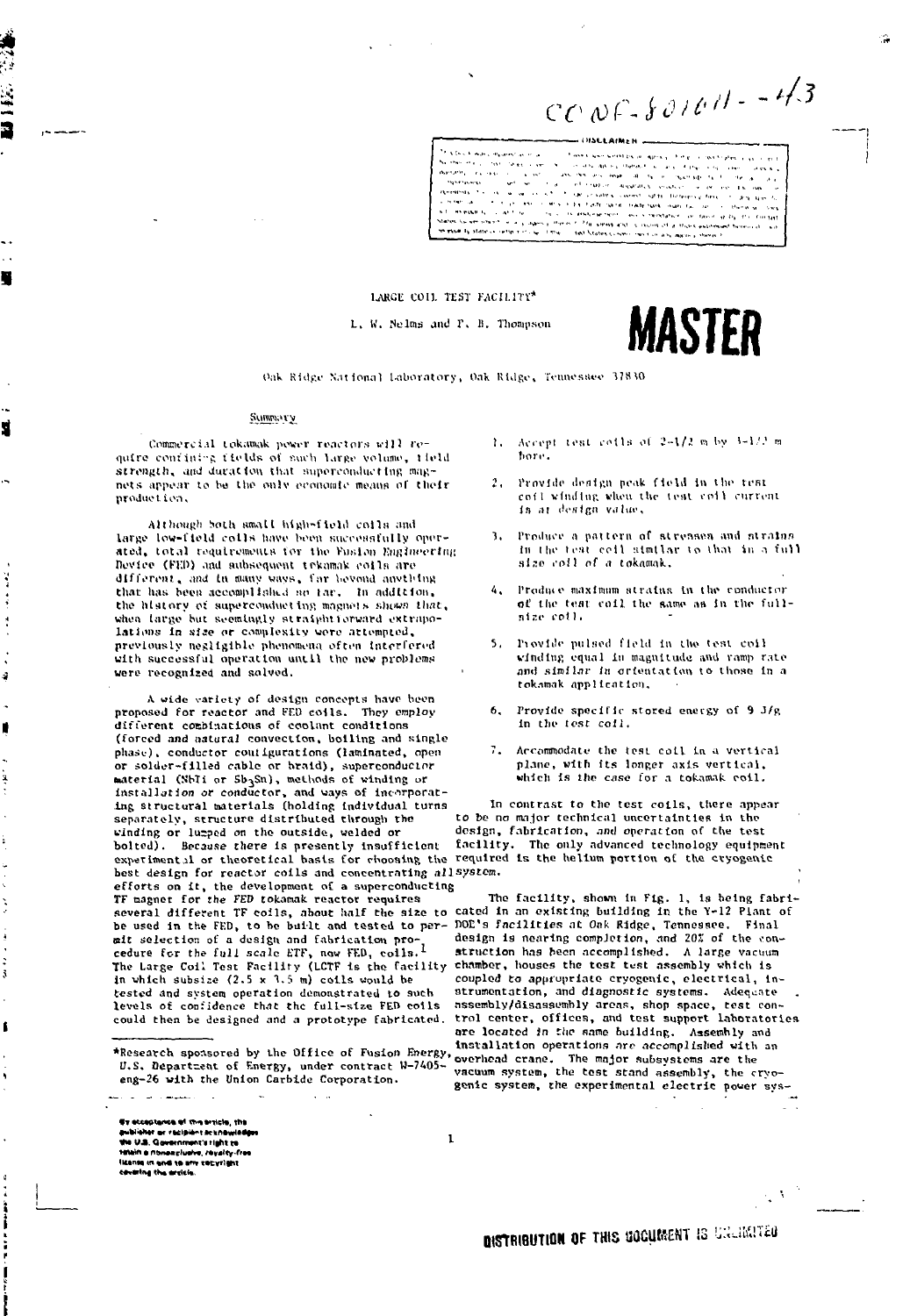CONF-801011--43

# LARGE COIL TEST FACILITY*

L. W. Nelms and T. B. Thompson

**MASTER**

Oak Ridge National Laboratory, Oak Ridge, Tennessee 37830

## Summary

Commercial tokamak power reactors will require confining fields of such large volume, field strength, and duration that superconducting magnets appear to be the only economic means of their production.

Although both small high-field coils and large low-field coils have been successfully operated, total requirements for the Fusion Engineering Device (FED) and subsequent tokamak coils are different, and in many ways, far beyond anything that has been accomplished so far. In addition, the history of superconducting magnets shows that, when large but seemingly straightforward extrapolations in size or complexity were attempted, previously negligible phenomena often interfered with successful operation until the new problems were recognized and solved.

A wide variety of design concepts have been proposed for reactor and FED coils. They employ different combinations of coolant conditions (forced and natural convection, boiling and single phase), conductor configurations (laminated, open or solder-filled cable or braid), superconductor material (NbTi or $Nb_3Sn$), methods of winding or installation of conductor, and ways of incorporating structural materials (holding individual turns separately, structure distributed through the winding or lumped on the outside, welded or bolted). Because there is presently insufficient experimental or theoretical basis for choosing the best design for reactor coils and concentrating all efforts on it, the development of a superconducting TF magnet for the FED tokamak reactor requires several different TF coils, about half the size to be used in the FED, to be built and tested to permit selection of a design and fabrication procedure for the full scale ETF, now FED, coils.[1] The Large Coil Test Facility (LCTF is the facility in which subsize (2.5 x 3.5 m) coils would be tested and system operation demonstrated to such levels of confidence that the full-size FED coils could then be designed and a prototype fabricated.

1. Accept test coils of 2-1/2 m by 3-1/2 m bore.
2. Provide design peak field in the test coil winding when the test coil current is at design value.
3. Produce a pattern of stresses and strains in the test coil similar to that in a full size coil of a tokamak.
4. Produce maximum strains in the conductor of the test coil the same as in the full-size coil.
5. Provide pulsed field in the test coil winding equal in magnitude and ramp rate and similar in orientation to those in a tokamak application.
6. Provide specific stored energy of 9 J/g in the test coil.
7. Accommodate the test coil in a vertical plane, with its longer axis vertical, which is the case for a tokamak coil.

In contrast to the test coils, there appear to be no major technical uncertainties in the design, fabrication, and operation of the test facility. The only advanced technology equipment required is the helium portion of the cryogenic system.

The facility, shown in Fig. 1, is being fabricated in an existing building in the Y-12 Plant of DOE's facilities at Oak Ridge, Tennessee. Final design is nearing completion, and 20% of the construction has been accomplished. A large vacuum chamber, houses the test test assembly which is coupled to appropriate cryogenic, electrical, instrumentation, and diagnostic systems. Adequate assembly/disassembly areas, shop space, test control center, offices, and test support laboratories are located in the same building. Assembly and installation operations are accomplished with an overhead crane. The major subsystems are the vacuum system, the test stand assembly, the cryogenic system, the experimental electric power sys-

*Research sponsored by the Office of Fusion Energy, U.S. Department of Energy, under contract W-7405-eng-26 with the Union Carbide Corporation.

By acceptance of this article, the publisher or recipient acknowledges the U.S. Government's right to retain a nonexclusive, royalty-free license in and to any copyright covering the article.

DISTRIBUTION OF THIS DOCUMENT IS UNLIMITED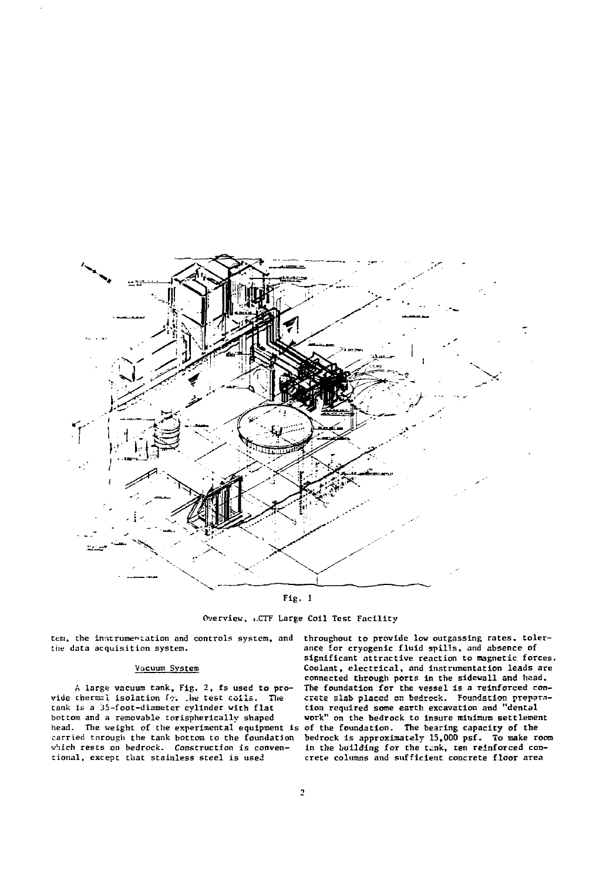Fig. 1

Overview, LCTF Large Coil Test Facility

tem, the instrumentation and controls system, and the data acquisition system.

### Vacuum System

A large vacuum tank, Fig. 2, is used to provide thermal isolation for the test coils. The tank is a 35-foot-diameter cylinder with flat bottom and a removable torispherically shaped head. The weight of the experimental equipment is carried through the tank bottom to the foundation which rests on bedrock. Construction is conventional, except that stainless steel is used throughout to provide low outgassing rates, tolerance for cryogenic fluid spills, and absence of significant attractive reaction to magnetic forces. Coolant, electrical, and instrumentation leads are connected through ports in the sidewall and head. The foundation for the vessel is a reinforced concrete slab placed on bedrock. Foundation preparation required some earth excavation and "dental work" on the bedrock to insure minimum settlement of the foundation. The bearing capacity of the bedrock is approximately 15,000 psf. To make room in the building for the tank, ten reinforced concrete columns and sufficient concrete floor area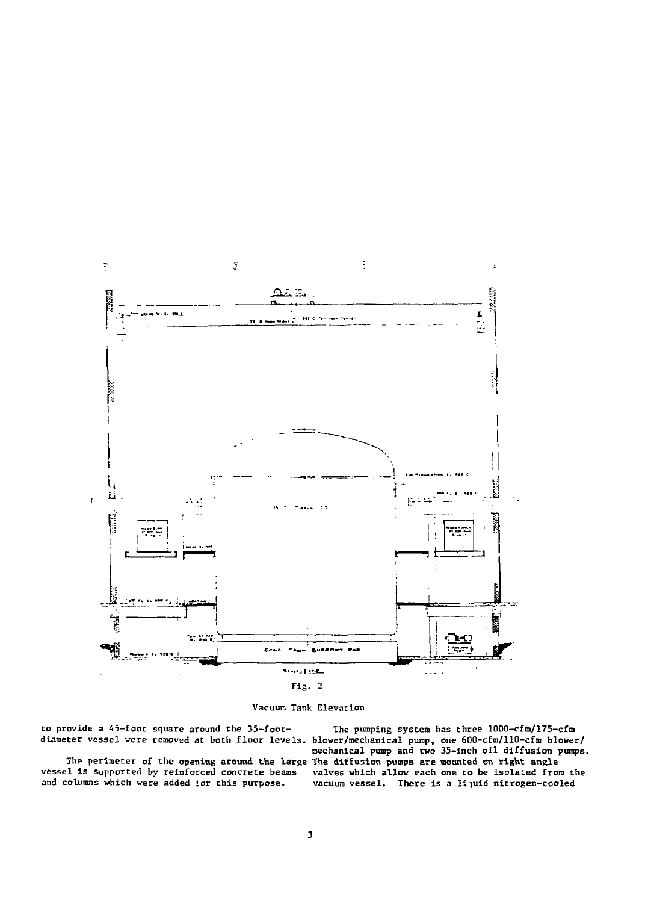Fig. 2

Vacuum Tank Elevation

to provide a 45-foot square around the 35-foot-diameter vessel were removed at both floor levels.

The perimeter of the opening around the large vessel is supported by reinforced concrete beams and columns which were added for this purpose.

The pumping system has three 1000-cfm/175-cfm blower/mechanical pump, one 600-cfm/110-cfm blower/mechanical pump and two 35-inch oil diffusion pumps. The diffusion pumps are mounted on right angle valves which allow each one to be isolated from the vacuum vessel. There is a liquid nitrogen-cooled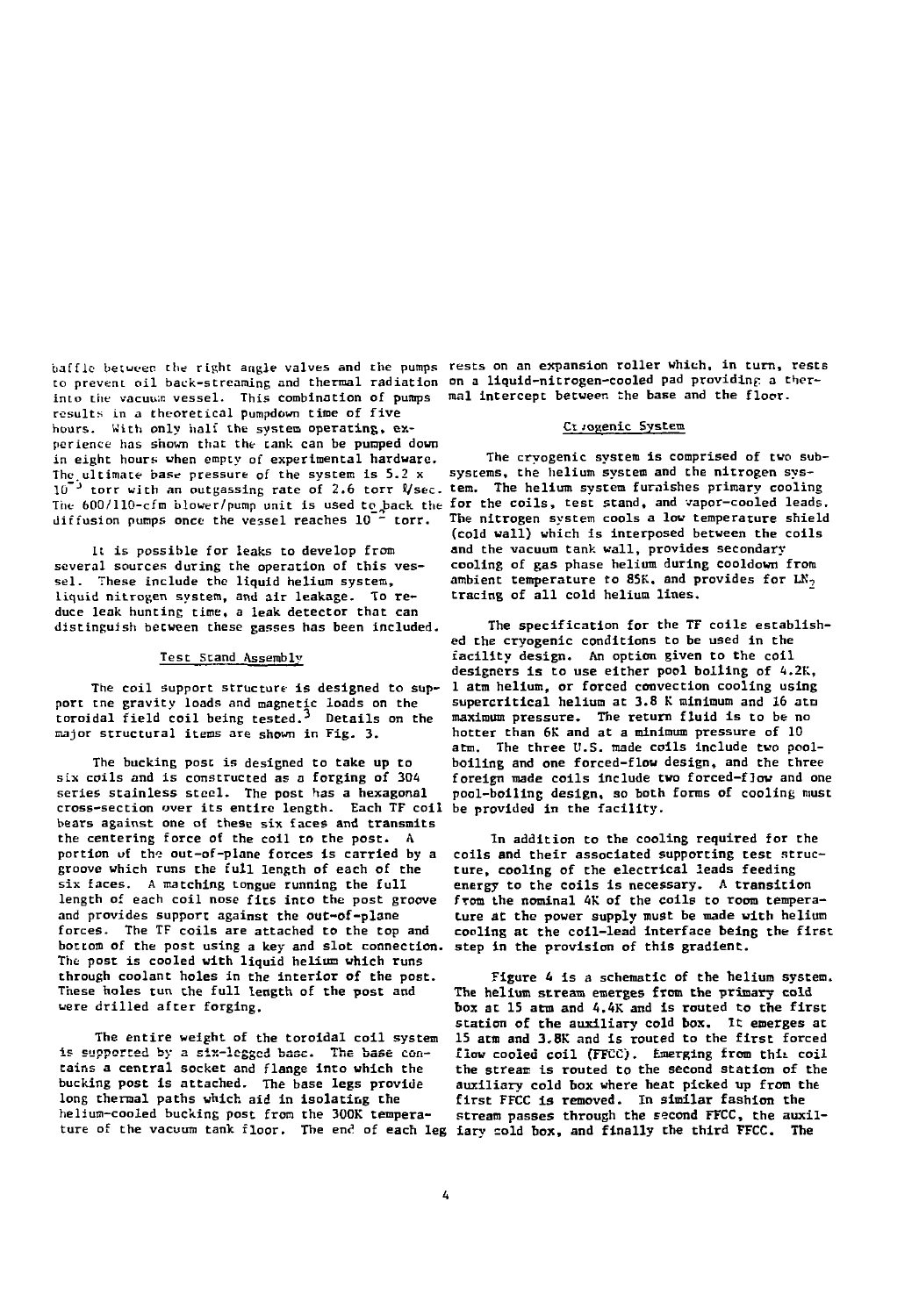baffle between the right angle valves and the pumps to prevent oil back-streaming and thermal radiation into the vacuum vessel. This combination of pumps results in a theoretical pumpdown time of five hours. With only half the system operating, experience has shown that the tank can be pumped down in eight hours when empty of experimental hardware. The ultimate base pressure of the system is 5.2 x $10^{-5}$ torr with an outgassing rate of 2.6 torr ℓ/sec. The 600/110-cfm blower/pump unit is used to back the diffusion pumps once the vessel reaches $10^{-2}$ torr.

It is possible for leaks to develop from several sources during the operation of this vessel. These include the liquid helium system, liquid nitrogen system, and air leakage. To reduce leak hunting time, a leak detector that can distinguish between these gasses has been included.

## Test Stand Assembly

The coil support structure is designed to support the gravity loads and magnetic loads on the toroidal field coil being tested.[3] Details on the major structural items are shown in Fig. 3.

The bucking post is designed to take up to six coils and is constructed as a forging of 304 series stainless steel. The post has a hexagonal cross-section over its entire length. Each TF coil bears against one of these six faces and transmits the centering force of the coil to the post. A portion of the out-of-plane forces is carried by a groove which runs the full length of each of the six faces. A matching tongue running the full length of each coil nose fits into the post groove and provides support against the out-of-plane forces. The TF coils are attached to the top and bottom of the post using a key and slot connection. The post is cooled with liquid helium which runs through coolant holes in the interior of the post. These holes run the full length of the post and were drilled after forging.

The entire weight of the toroidal coil system is supported by a six-legged base. The base contains a central socket and flange into which the bucking post is attached. The base legs provide long thermal paths which aid in isolating the helium-cooled bucking post from the 300K temperature of the vacuum tank floor. The end of each leg rests on an expansion roller which, in turn, rests on a liquid-nitrogen-cooled pad providing a thermal intercept between the base and the floor.

## Cryogenic System

The cryogenic system is comprised of two subsystems, the helium system and the nitrogen system. The helium system furnishes primary cooling for the coils, test stand, and vapor-cooled leads. The nitrogen system cools a low temperature shield (cold wall) which is interposed between the coils and the vacuum tank wall, provides secondary cooling of gas phase helium during cooldown from ambient temperature to 85K, and provides for $LN_2$ tracing of all cold helium lines.

The specification for the TF coils established the cryogenic conditions to be used in the facility design. An option given to the coil designers is to use either pool boiling of 4.2K, 1 atm helium, or forced convection cooling using supercritical helium at 3.8 K minimum and 16 atm maximum pressure. The return fluid is to be no hotter than 6K and at a minimum pressure of 10 atm. The three U.S. made coils include two pool-boiling and one forced-flow design, and the three foreign made coils include two forced-flow and one pool-boiling design, so both forms of cooling must be provided in the facility.

In addition to the cooling required for the coils and their associated supporting test structure, cooling of the electrical leads feeding energy to the coils is necessary. A transition from the nominal 4K of the coils to room temperature at the power supply must be made with helium cooling at the coil-lead interface being the first step in the provision of this gradient.

Figure 4 is a schematic of the helium system. The helium stream emerges from the primary cold box at 15 atm and 4.4K and is routed to the first station of the auxiliary cold box. It emerges at 15 atm and 3.8K and is routed to the first forced flow cooled coil (FFCC). Emerging from this coil the stream is routed to the second station of the auxiliary cold box where heat picked up from the first FFCC is removed. In similar fashion the stream passes through the second FFCC, the auxiliary cold box, and finally the third FFCC. The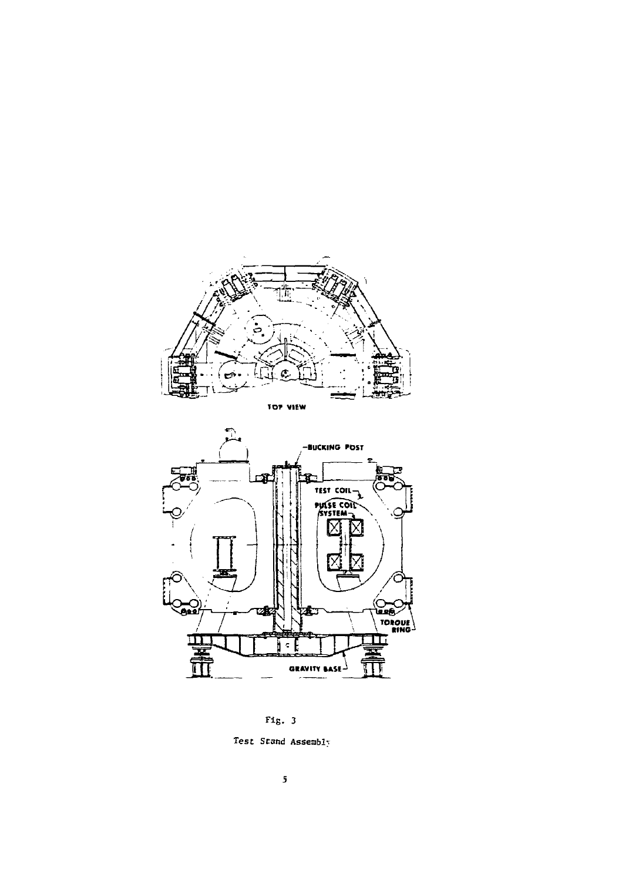Fig. 3

Test Stand Assembly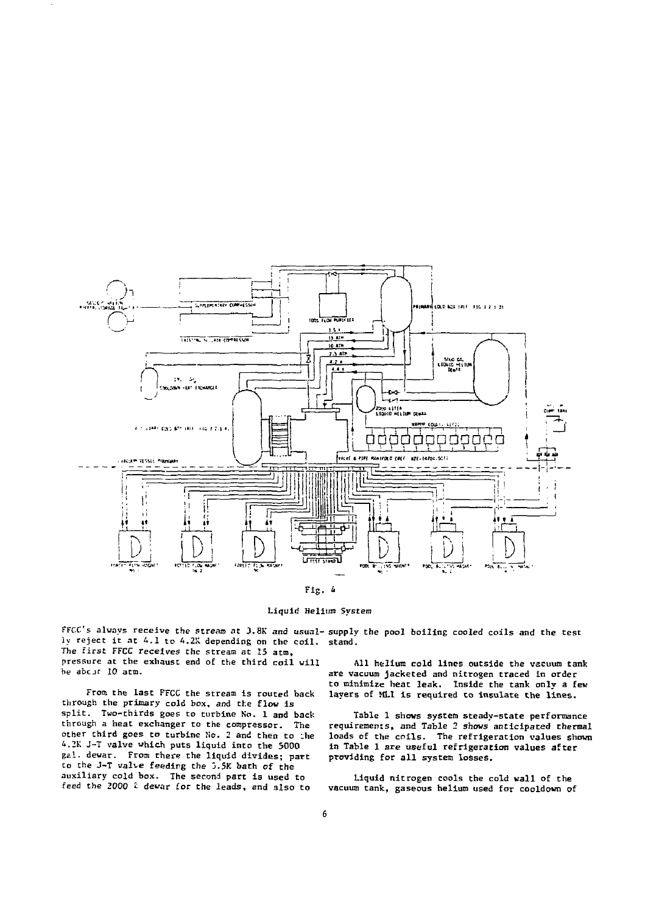Fig. 4

Liquid Helium System

FFCC's always receive the stream at 3.8K and usually reject it at 4.1 to 4.2K depending on the coil. The first FFCC receives the stream at 15 atm, pressure at the exhaust end of the third coil will be about 10 atm.

From the last FFCC the stream is routed back through the primary cold box, and the flow is split. Two-thirds goes to turbine No. 1 and back through a heat exchanger to the compressor. The other third goes to turbine No. 2 and then to the 4.2K J-T valve which puts liquid into the 5000 gal. dewar. From there the liquid divides; part to the J-T valve feeding the 3.5K bath of the auxiliary cold box. The second part is used to feed the 2000 ℓ dewar for the leads, and also to supply the pool boiling cooled coils and the test stand.

All helium cold lines outside the vacuum tank are vacuum jacketed and nitrogen traced in order to minimize heat leak. Inside the tank only a few layers of MLI is required to insulate the lines.

Table 1 shows system steady-state performance requirements, and Table 2 shows anticipated thermal loads of the coils. The refrigeration values shown in Table 1 are useful refrigeration values after providing for all system losses.

Liquid nitrogen cools the cold wall of the vacuum tank, gaseous helium used for cooldown of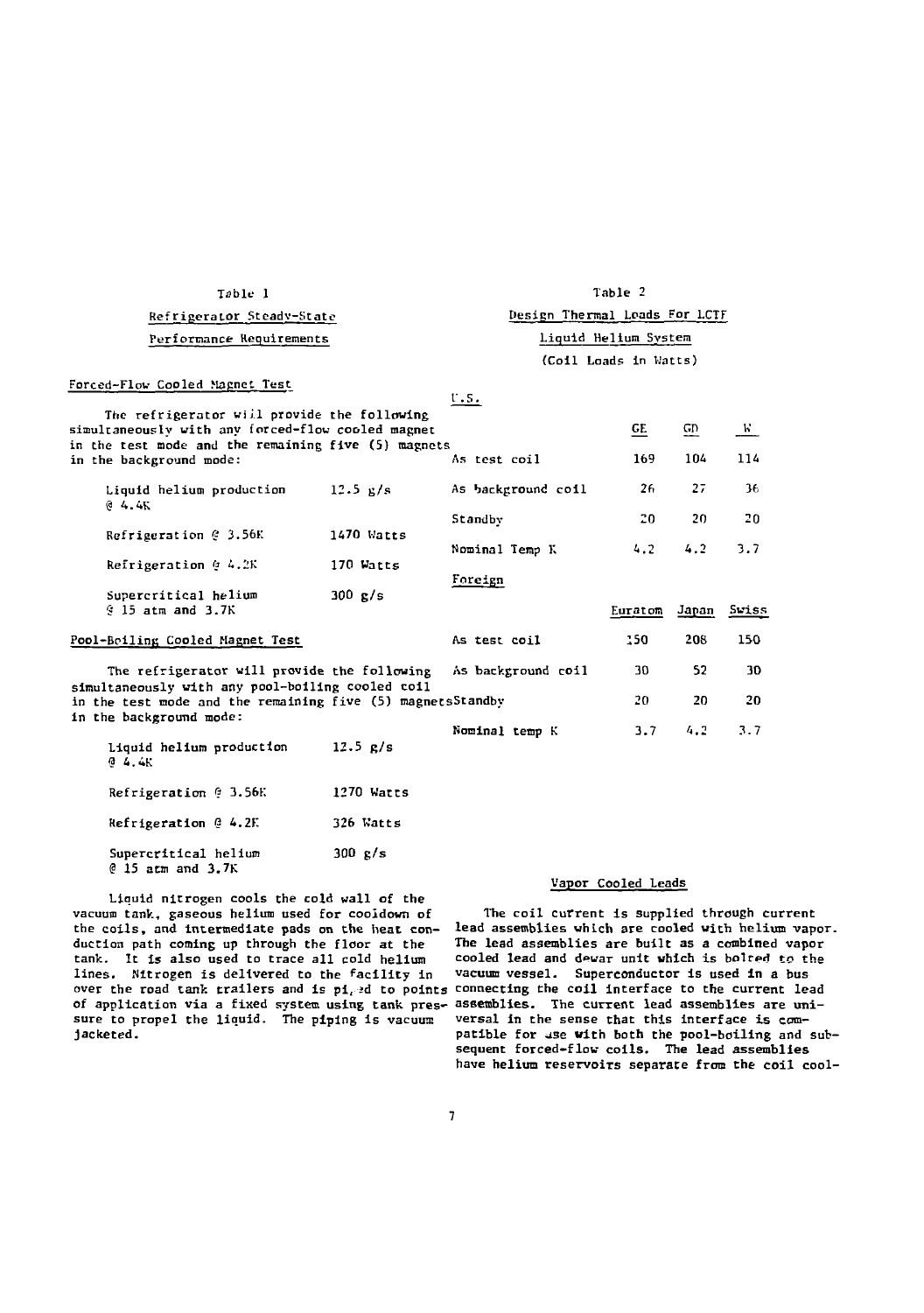Table 1

Refrigerator Steady-State Performance Requirements

Forced-Flow Cooled Magnet Test

The refrigerator will provide the following simultaneously with any forced-flow cooled magnet in the test mode and the remaining five (5) magnets in the background mode:

| | |
|---|---|
| Liquid helium production @ 4.4K | 12.5 g/s |
| Refrigeration @ 3.56K | 1470 Watts |
| Refrigeration @ 4.2K | 170 Watts |
| Supercritical helium @ 15 atm and 3.7K | 300 g/s |

Pool-Boiling Cooled Magnet Test

The refrigerator will provide the following simultaneously with any pool-boiling cooled coil in the test mode and the remaining five (5) magnets in the background mode:

| | |
|---|---|
| Liquid helium production @ 4.4K | 12.5 g/s |
| Refrigeration @ 3.56K | 1270 Watts |
| Refrigeration @ 4.2K | 326 Watts |
| Supercritical helium @ 15 atm and 3.7K | 300 g/s |

Liquid nitrogen cools the cold wall of the vacuum tank, gaseous helium used for cooldown of the coils, and intermediate pads on the heat conduction path coming up through the floor at the tank. It is also used to trace all cold helium lines. Nitrogen is delivered to the facility in over the road tank trailers and is piped to points of application via a fixed system using tank pressure to propel the liquid. The piping is vacuum jacketed.

Table 2

Design Thermal Loads For LCTF Liquid Helium System

(Coil Loads in Watts)

| U.S. | GE | GD | W |
|---|---|---|---|
| As test coil | 169 | 104 | 114 |
| As background coil | 26 | 27 | 36 |
| Standby | 20 | 20 | 20 |
| Nominal Temp K | 4.2 | 4.2 | 3.7 |
| **Foreign** | **Euratom** | **Japan** | **Swiss** |
| As test coil | 150 | 208 | 150 |
| As background coil | 30 | 52 | 30 |
| Standby | 20 | 20 | 20 |
| Nominal temp K | 3.7 | 4.2 | 3.7 |

Vapor Cooled Leads

The coil current is supplied through current lead assemblies which are cooled with helium vapor. The lead assemblies are built as a combined vapor cooled lead and dewar unit which is bolted to the vacuum vessel. Superconductor is used in a bus connecting the coil interface to the current lead assemblies. The current lead assemblies are universal in the sense that this interface is compatible for use with both the pool-boiling and subsequent forced-flow coils. The lead assemblies have helium reservoirs separate from the coil cool-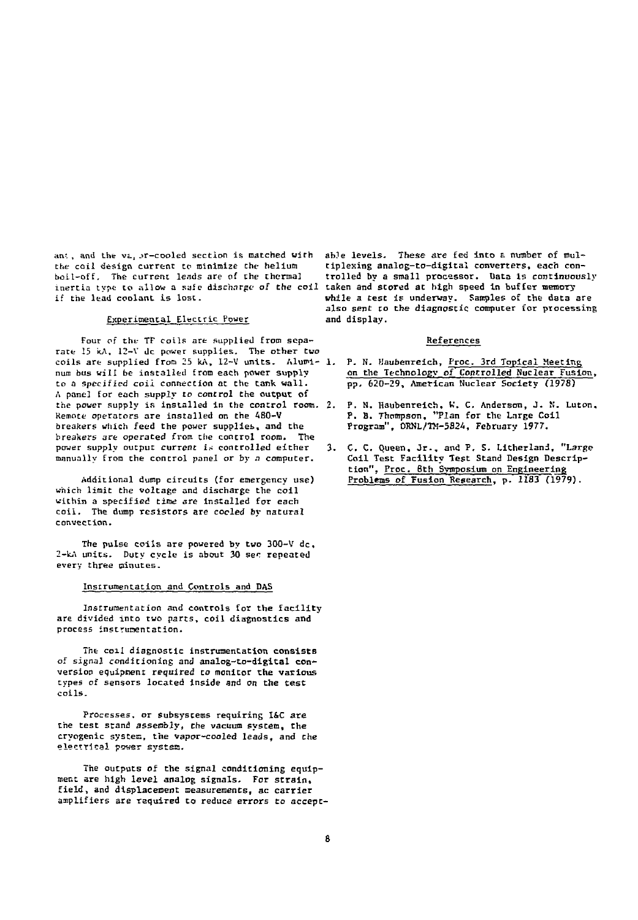ant, and the vapor-cooled section is matched with the coil design current to minimize the helium boil-off. The current leads are of the thermal inertia type to allow a safe discharge of the coil if the lead coolant is lost.

## Experimental Electric Power

Four of the TF coils are supplied from separate 15 kA, 12-V dc power supplies. The other two coils are supplied from 25 kA, 12-V units. Aluminum bus will be installed from each power supply to a specified coil connection at the tank wall. A panel for each supply to control the output of the power supply is installed in the control room. Remote operators are installed on the 480-V breakers which feed the power supplies, and the breakers are operated from the control room. The power supply output current is controlled either manually from the control panel or by a computer.

Additional dump circuits (for emergency use) which limit the voltage and discharge the coil within a specified time are installed for each coil. The dump resistors are cooled by natural convection.

The pulse coils are powered by two 300-V dc, 2-kA units. Duty cycle is about 30 sec repeated every three minutes.

## Instrumentation and Controls and DAS

Instrumentation and controls for the facility are divided into two parts, coil diagnostics and process instrumentation.

The coil diagnostic instrumentation consists of signal conditioning and analog-to-digital conversion equipment required to monitor the various types of sensors located inside and on the test coils.

Processes, or subsystems requiring I&C are the test stand assembly, the vacuum system, the cryogenic system, the vapor-cooled leads, and the electrical power system.

The outputs of the signal conditioning equipment are high level analog signals. For strain, field, and displacement measurements, ac carrier amplifiers are required to reduce errors to acceptable levels. These are fed into a number of multiplexing analog-to-digital converters, each controlled by a small processor. Data is continuously taken and stored at high speed in buffer memory while a test is underway. Samples of the data are also sent to the diagnostic computer for processing and display.

## References

1. P. N. Haubenreich, Proc. 3rd Topical Meeting on the Technology of Controlled Nuclear Fusion, pp. 620-29, American Nuclear Society (1978)

2. P. N. Haubenreich, W. C. Anderson, J. N. Luton, P. B. Thompson, "Plan for the Large Coil Program", ORNL/TM-5824, February 1977.

3. C. C. Queen, Jr., and P. S. Litherland, "Large Coil Test Facility Test Stand Design Description", Proc. 8th Symposium on Engineering Problems of Fusion Research, p. 1183 (1979).